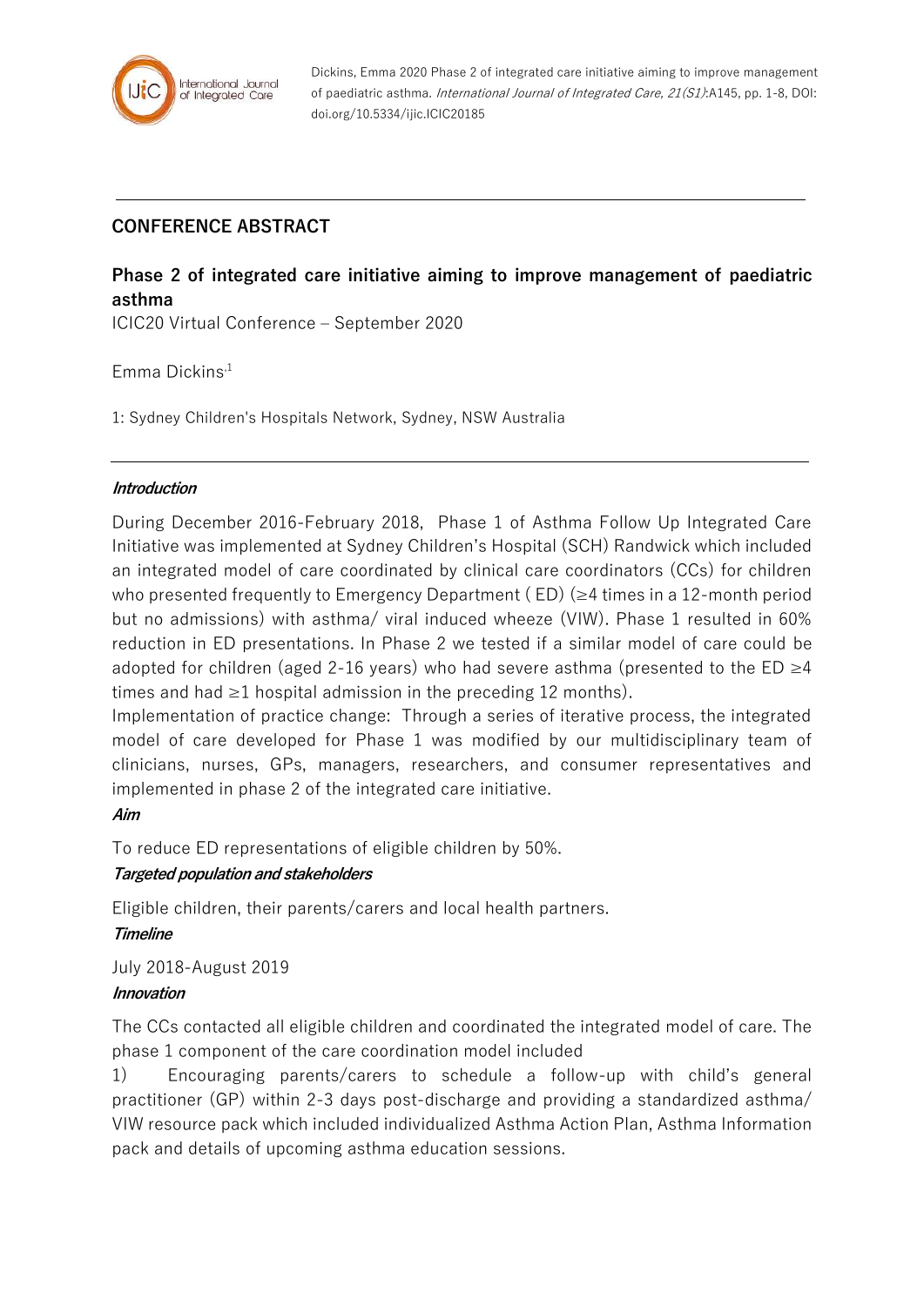Dickins, Emma 2020 Phase 2 of integrated care initiative aiming to improve management of paediatric asthma. *International Journal of Integrated Care, 21(S1)*:A145, pp. 1-8, DOI: doi.org/10.5334/ijic.ICIC20185

## CONFERENCE ABSTRACT

# Phase 2 of integrated care initiative aiming to improve management of paediatric asthma

ICIC20 Virtual Conference – September 2020

Emma Dickins[1]

1: Sydney Children's Hospitals Network, Sydney, NSW Australia

### *Introduction*

During December 2016-February 2018, Phase 1 of Asthma Follow Up Integrated Care Initiative was implemented at Sydney Children's Hospital (SCH) Randwick which included an integrated model of care coordinated by clinical care coordinators (CCs) for children who presented frequently to Emergency Department ( ED) (≥4 times in a 12-month period but no admissions) with asthma/ viral induced wheeze (VIW). Phase 1 resulted in 60% reduction in ED presentations. In Phase 2 we tested if a similar model of care could be adopted for children (aged 2-16 years) who had severe asthma (presented to the ED ≥4 times and had ≥1 hospital admission in the preceding 12 months).

Implementation of practice change: Through a series of iterative process, the integrated model of care developed for Phase 1 was modified by our multidisciplinary team of clinicians, nurses, GPs, managers, researchers, and consumer representatives and implemented in phase 2 of the integrated care initiative.

### *Aim*

To reduce ED representations of eligible children by 50%.

### *Targeted population and stakeholders*

Eligible children, their parents/carers and local health partners.

### *Timeline*

July 2018-August 2019

### *Innovation*

The CCs contacted all eligible children and coordinated the integrated model of care. The phase 1 component of the care coordination model included

1) Encouraging parents/carers to schedule a follow-up with child's general practitioner (GP) within 2-3 days post-discharge and providing a standardized asthma/ VIW resource pack which included individualized Asthma Action Plan, Asthma Information pack and details of upcoming asthma education sessions.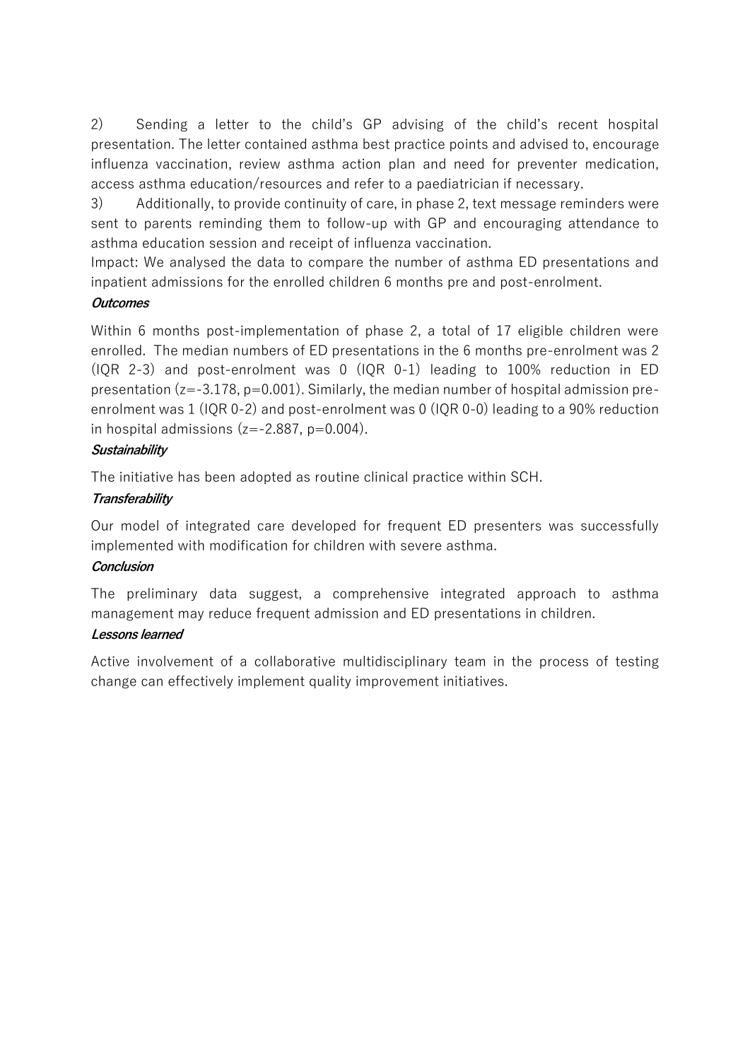2) Sending a letter to the child's GP advising of the child's recent hospital presentation. The letter contained asthma best practice points and advised to, encourage influenza vaccination, review asthma action plan and need for preventer medication, access asthma education/resources and refer to a paediatrician if necessary.

3) Additionally, to provide continuity of care, in phase 2, text message reminders were sent to parents reminding them to follow-up with GP and encouraging attendance to asthma education session and receipt of influenza vaccination.

Impact: We analysed the data to compare the number of asthma ED presentations and inpatient admissions for the enrolled children 6 months pre and post-enrolment.

***Outcomes***

Within 6 months post-implementation of phase 2, a total of 17 eligible children were enrolled. The median numbers of ED presentations in the 6 months pre-enrolment was 2 (IQR 2-3) and post-enrolment was 0 (IQR 0-1) leading to 100% reduction in ED presentation ($z=-3.178$, $p=0.001$). Similarly, the median number of hospital admission pre-enrolment was 1 (IQR 0-2) and post-enrolment was 0 (IQR 0-0) leading to a 90% reduction in hospital admissions ($z=-2.887$, $p=0.004$).

***Sustainability***

The initiative has been adopted as routine clinical practice within SCH.

***Transferability***

Our model of integrated care developed for frequent ED presenters was successfully implemented with modification for children with severe asthma.

***Conclusion***

The preliminary data suggest, a comprehensive integrated approach to asthma management may reduce frequent admission and ED presentations in children.

***Lessons learned***

Active involvement of a collaborative multidisciplinary team in the process of testing change can effectively implement quality improvement initiatives.